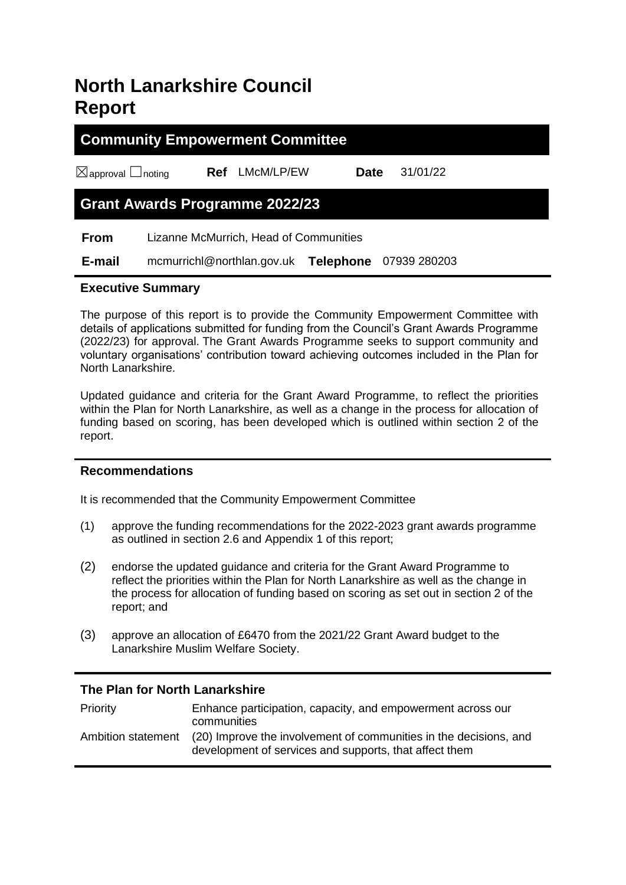# North Lanarkshire Council Report

## Community Empowerment Committee

☒approval ☐noting **Ref** LMcM/LP/EW **Date** 31/01/22

## Grant Awards Programme 2022/23

**From** Lizanne McMurrich, Head of Communities

**E-mail** mcmurrichl@northlan.gov.uk **Telephone** 07939 280203

### Executive Summary

The purpose of this report is to provide the Community Empowerment Committee with details of applications submitted for funding from the Council's Grant Awards Programme (2022/23) for approval. The Grant Awards Programme seeks to support community and voluntary organisations' contribution toward achieving outcomes included in the Plan for North Lanarkshire.

Updated guidance and criteria for the Grant Award Programme, to reflect the priorities within the Plan for North Lanarkshire, as well as a change in the process for allocation of funding based on scoring, has been developed which is outlined within section 2 of the report.

### Recommendations

It is recommended that the Community Empowerment Committee

(1) approve the funding recommendations for the 2022-2023 grant awards programme as outlined in section 2.6 and Appendix 1 of this report;

(2) endorse the updated guidance and criteria for the Grant Award Programme to reflect the priorities within the Plan for North Lanarkshire as well as the change in the process for allocation of funding based on scoring as set out in section 2 of the report; and

(3) approve an allocation of £6470 from the 2021/22 Grant Award budget to the Lanarkshire Muslim Welfare Society.

### The Plan for North Lanarkshire

| | |
|---|---|
| Priority | Enhance participation, capacity, and empowerment across our communities |
| Ambition statement | (20) Improve the involvement of communities in the decisions, and development of services and supports, that affect them |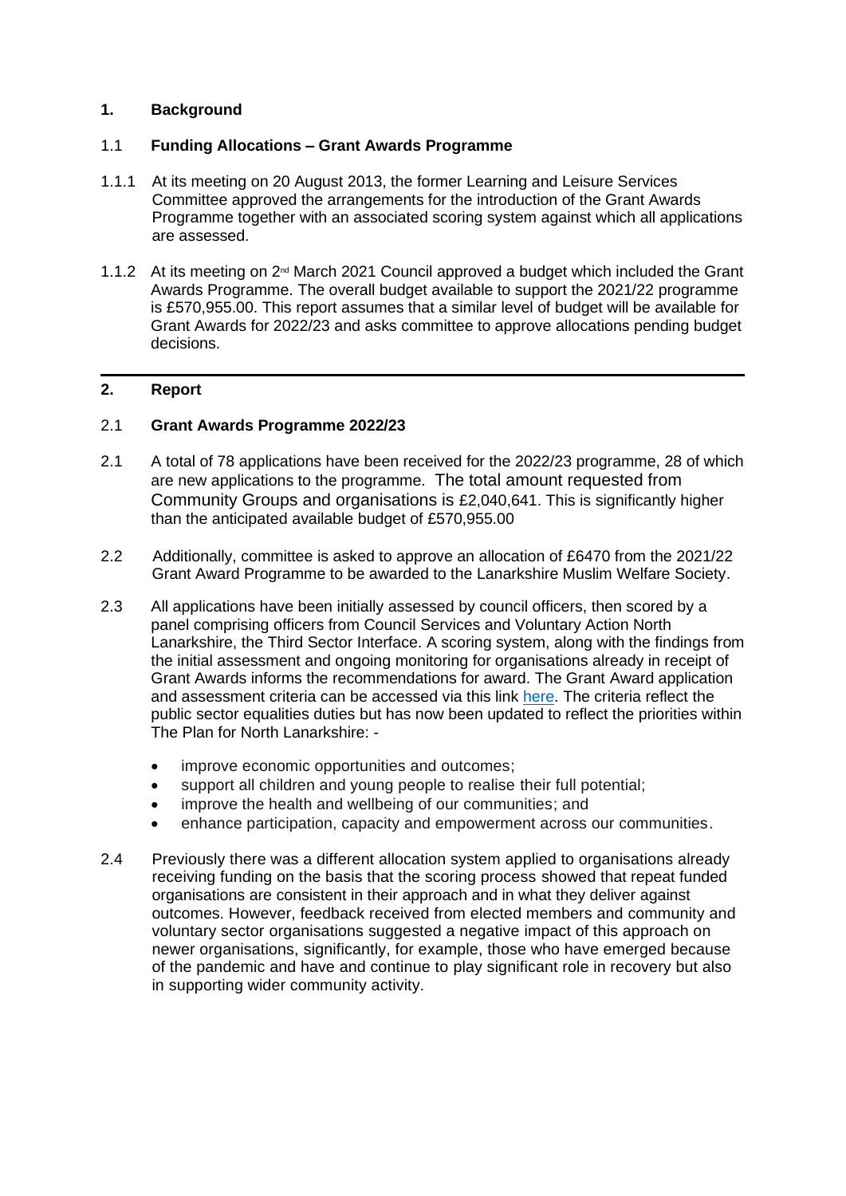## 1. Background

### 1.1 Funding Allocations – Grant Awards Programme

1.1.1 At its meeting on 20 August 2013, the former Learning and Leisure Services Committee approved the arrangements for the introduction of the Grant Awards Programme together with an associated scoring system against which all applications are assessed.

1.1.2 At its meeting on 2nd March 2021 Council approved a budget which included the Grant Awards Programme. The overall budget available to support the 2021/22 programme is £570,955.00. This report assumes that a similar level of budget will be available for Grant Awards for 2022/23 and asks committee to approve allocations pending budget decisions.

---

## 2. Report

### 2.1 Grant Awards Programme 2022/23

2.1 A total of 78 applications have been received for the 2022/23 programme, 28 of which are new applications to the programme. The total amount requested from Community Groups and organisations is £2,040,641. This is significantly higher than the anticipated available budget of £570,955.00

2.2 Additionally, committee is asked to approve an allocation of £6470 from the 2021/22 Grant Award Programme to be awarded to the Lanarkshire Muslim Welfare Society.

2.3 All applications have been initially assessed by council officers, then scored by a panel comprising officers from Council Services and Voluntary Action North Lanarkshire, the Third Sector Interface. A scoring system, along with the findings from the initial assessment and ongoing monitoring for organisations already in receipt of Grant Awards informs the recommendations for award. The Grant Award application and assessment criteria can be accessed via this link here. The criteria reflect the public sector equalities duties but has now been updated to reflect the priorities within The Plan for North Lanarkshire: -

- improve economic opportunities and outcomes;
- support all children and young people to realise their full potential;
- improve the health and wellbeing of our communities; and
- enhance participation, capacity and empowerment across our communities.

2.4 Previously there was a different allocation system applied to organisations already receiving funding on the basis that the scoring process showed that repeat funded organisations are consistent in their approach and in what they deliver against outcomes. However, feedback received from elected members and community and voluntary sector organisations suggested a negative impact of this approach on newer organisations, significantly, for example, those who have emerged because of the pandemic and have and continue to play significant role in recovery but also in supporting wider community activity.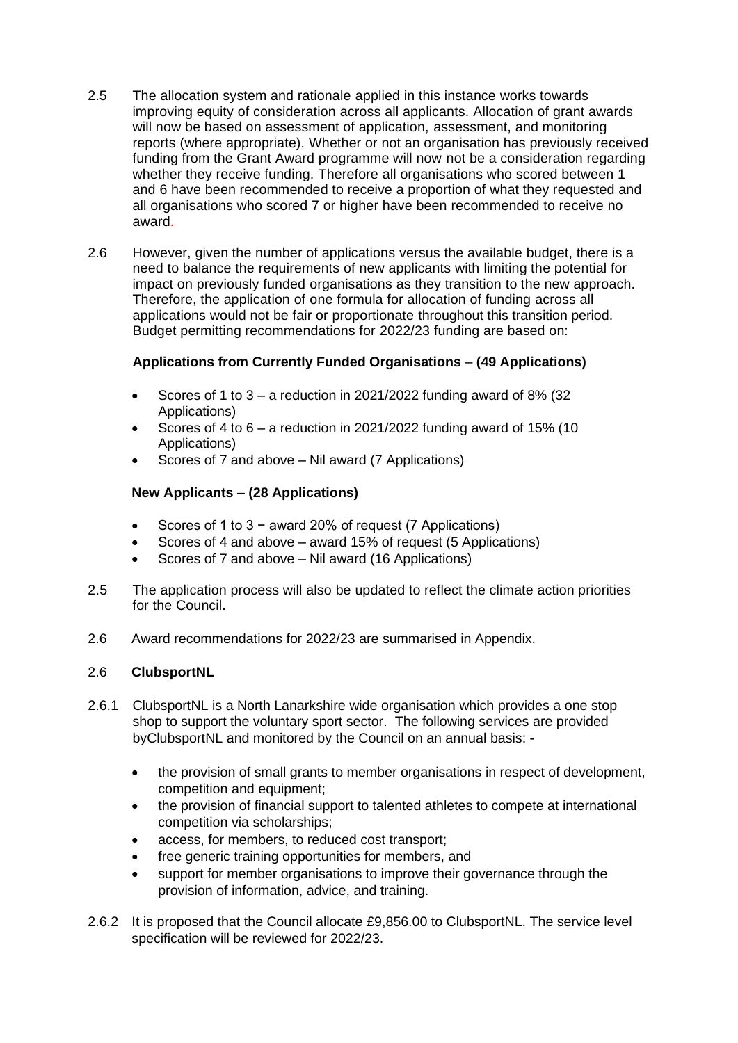2.5 The allocation system and rationale applied in this instance works towards improving equity of consideration across all applicants. Allocation of grant awards will now be based on assessment of application, assessment, and monitoring reports (where appropriate). Whether or not an organisation has previously received funding from the Grant Award programme will now not be a consideration regarding whether they receive funding. Therefore all organisations who scored between 1 and 6 have been recommended to receive a proportion of what they requested and all organisations who scored 7 or higher have been recommended to receive no award.

2.6 However, given the number of applications versus the available budget, there is a need to balance the requirements of new applicants with limiting the potential for impact on previously funded organisations as they transition to the new approach. Therefore, the application of one formula for allocation of funding across all applications would not be fair or proportionate throughout this transition period. Budget permitting recommendations for 2022/23 funding are based on:

**Applications from Currently Funded Organisations – (49 Applications)**

- Scores of 1 to 3 – a reduction in 2021/2022 funding award of 8% (32 Applications)
- Scores of 4 to 6 – a reduction in 2021/2022 funding award of 15% (10 Applications)
- Scores of 7 and above – Nil award (7 Applications)

**New Applicants – (28 Applications)**

- Scores of 1 to 3 − award 20% of request (7 Applications)
- Scores of 4 and above – award 15% of request (5 Applications)
- Scores of 7 and above – Nil award (16 Applications)

2.5 The application process will also be updated to reflect the climate action priorities for the Council.

2.6 Award recommendations for 2022/23 are summarised in Appendix.

2.6 **ClubsportNL**

2.6.1 ClubsportNL is a North Lanarkshire wide organisation which provides a one stop shop to support the voluntary sport sector. The following services are provided byClubsportNL and monitored by the Council on an annual basis: -

- the provision of small grants to member organisations in respect of development, competition and equipment;
- the provision of financial support to talented athletes to compete at international competition via scholarships;
- access, for members, to reduced cost transport;
- free generic training opportunities for members, and
- support for member organisations to improve their governance through the provision of information, advice, and training.

2.6.2 It is proposed that the Council allocate £9,856.00 to ClubsportNL. The service level specification will be reviewed for 2022/23.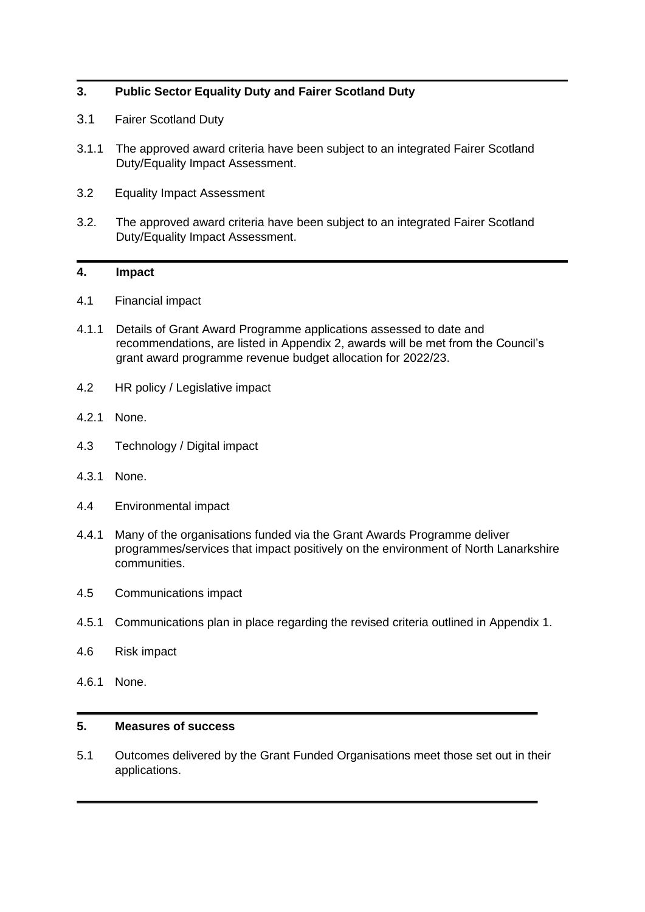## 3. Public Sector Equality Duty and Fairer Scotland Duty

3.1 Fairer Scotland Duty

3.1.1 The approved award criteria have been subject to an integrated Fairer Scotland Duty/Equality Impact Assessment.

3.2 Equality Impact Assessment

3.2. The approved award criteria have been subject to an integrated Fairer Scotland Duty/Equality Impact Assessment.

## 4. Impact

4.1 Financial impact

4.1.1 Details of Grant Award Programme applications assessed to date and recommendations, are listed in Appendix 2, awards will be met from the Council's grant award programme revenue budget allocation for 2022/23.

4.2 HR policy / Legislative impact

4.2.1 None.

4.3 Technology / Digital impact

4.3.1 None.

4.4 Environmental impact

4.4.1 Many of the organisations funded via the Grant Awards Programme deliver programmes/services that impact positively on the environment of North Lanarkshire communities.

4.5 Communications impact

4.5.1 Communications plan in place regarding the revised criteria outlined in Appendix 1.

4.6 Risk impact

4.6.1 None.

## 5. Measures of success

5.1 Outcomes delivered by the Grant Funded Organisations meet those set out in their applications.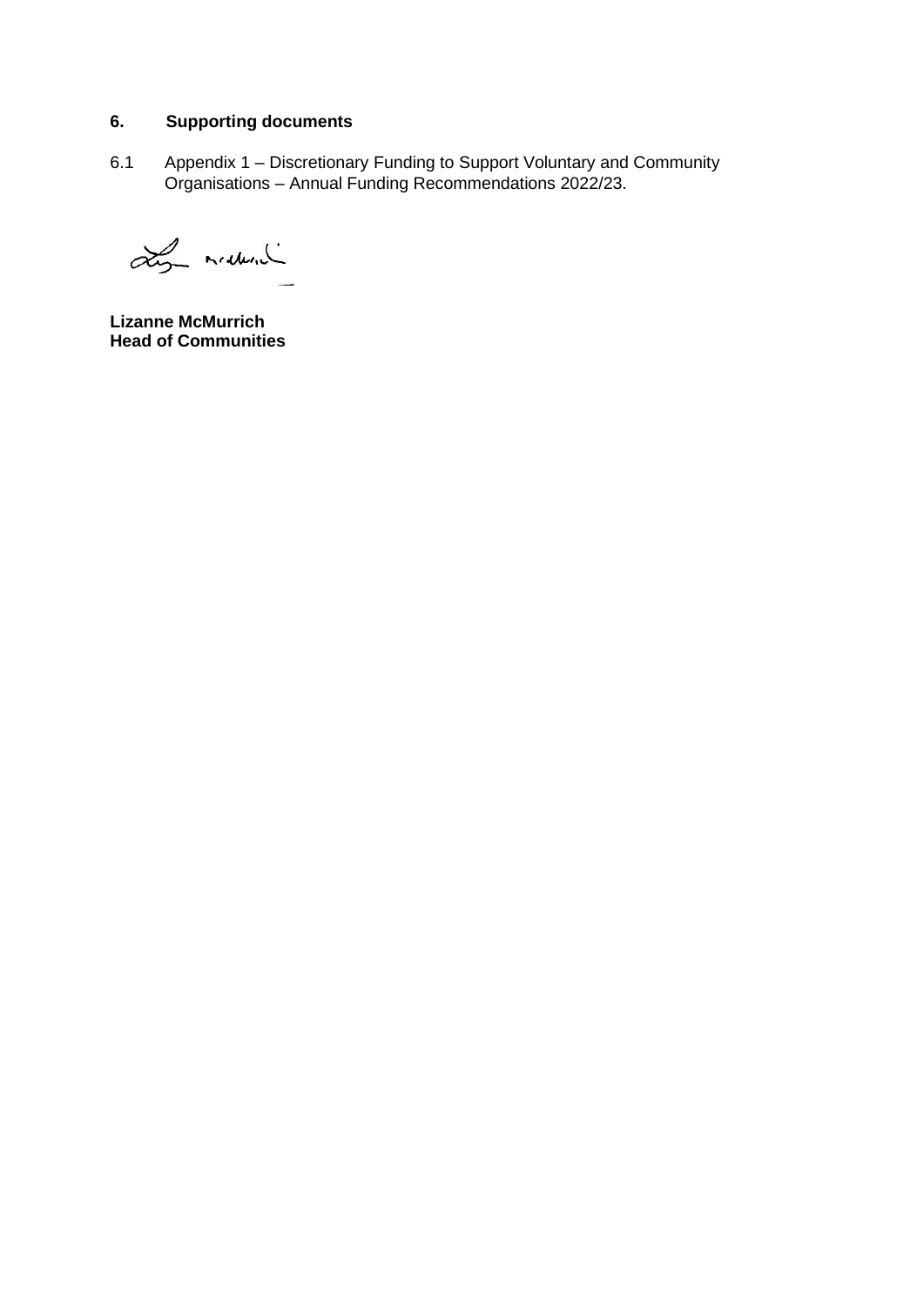## 6. Supporting documents

6.1 Appendix 1 – Discretionary Funding to Support Voluntary and Community Organisations – Annual Funding Recommendations 2022/23.

**Lizanne McMurrich**
**Head of Communities**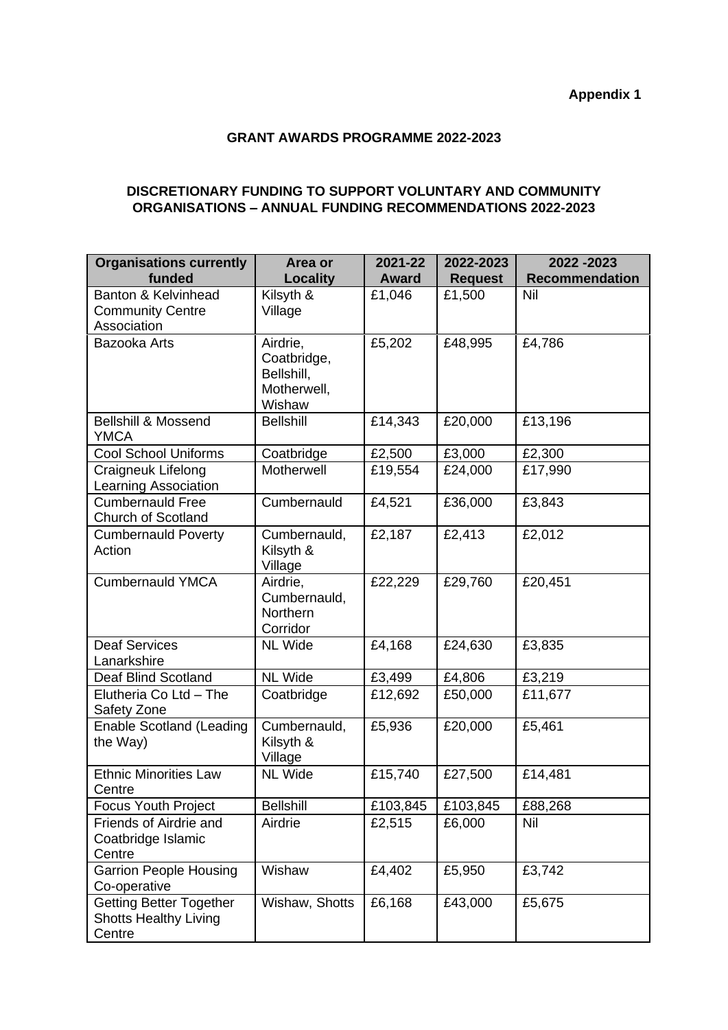**Appendix 1**

**GRANT AWARDS PROGRAMME 2022-2023**

**DISCRETIONARY FUNDING TO SUPPORT VOLUNTARY AND COMMUNITY ORGANISATIONS – ANNUAL FUNDING RECOMMENDATIONS 2022-2023**

| Organisations currently funded | Area or Locality | 2021-22 Award | 2022-2023 Request | 2022 -2023 Recommendation |
|---|---|---|---|---|
| Banton & Kelvinhead Community Centre Association | Kilsyth & Village | £1,046 | £1,500 | Nil |
| Bazooka Arts | Airdrie, Coatbridge, Bellshill, Motherwell, Wishaw | £5,202 | £48,995 | £4,786 |
| Bellshill & Mossend YMCA | Bellshill | £14,343 | £20,000 | £13,196 |
| Cool School Uniforms | Coatbridge | £2,500 | £3,000 | £2,300 |
| Craigneuk Lifelong Learning Association | Motherwell | £19,554 | £24,000 | £17,990 |
| Cumbernauld Free Church of Scotland | Cumbernauld | £4,521 | £36,000 | £3,843 |
| Cumbernauld Poverty Action | Cumbernauld, Kilsyth & Village | £2,187 | £2,413 | £2,012 |
| Cumbernauld YMCA | Airdrie, Cumbernauld, Northern Corridor | £22,229 | £29,760 | £20,451 |
| Deaf Services Lanarkshire | NL Wide | £4,168 | £24,630 | £3,835 |
| Deaf Blind Scotland | NL Wide | £3,499 | £4,806 | £3,219 |
| Elutheria Co Ltd – The Safety Zone | Coatbridge | £12,692 | £50,000 | £11,677 |
| Enable Scotland (Leading the Way) | Cumbernauld, Kilsyth & Village | £5,936 | £20,000 | £5,461 |
| Ethnic Minorities Law Centre | NL Wide | £15,740 | £27,500 | £14,481 |
| Focus Youth Project | Bellshill | £103,845 | £103,845 | £88,268 |
| Friends of Airdrie and Coatbridge Islamic Centre | Airdrie | £2,515 | £6,000 | Nil |
| Garrion People Housing Co-operative | Wishaw | £4,402 | £5,950 | £3,742 |
| Getting Better Together Shotts Healthy Living Centre | Wishaw, Shotts | £6,168 | £43,000 | £5,675 |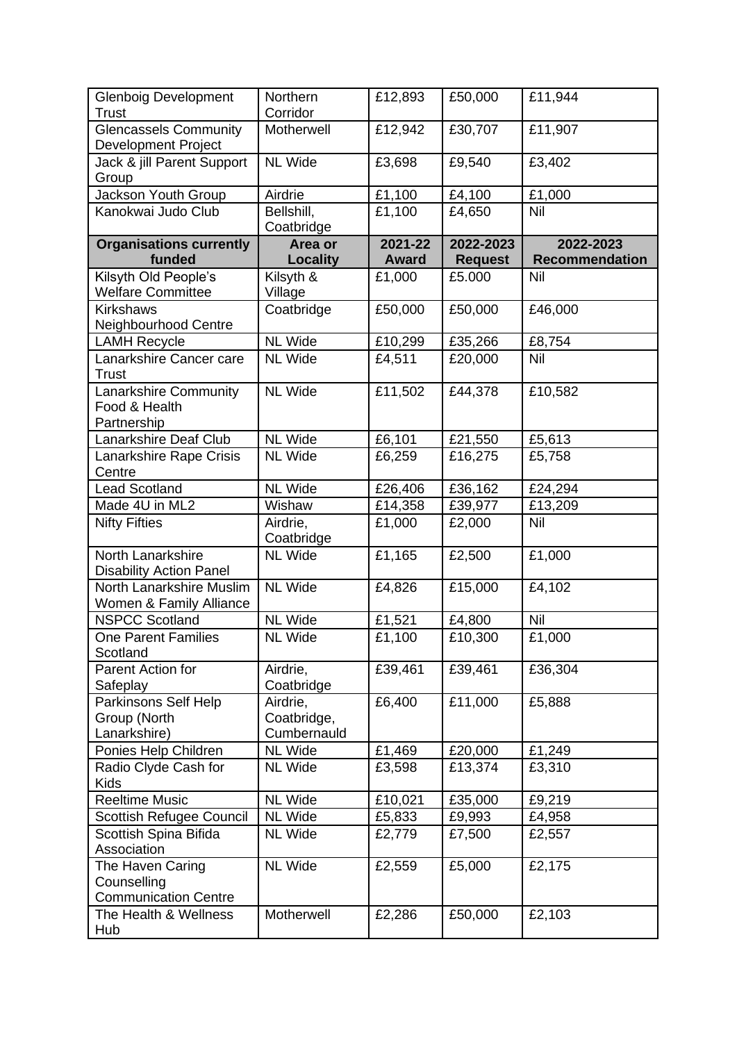| Glenboig Development Trust | Northern Corridor | £12,893 | £50,000 | £11,944 |
|---|---|---|---|---|
| Glencassels Community Development Project | Motherwell | £12,942 | £30,707 | £11,907 |
| Jack & jill Parent Support Group | NL Wide | £3,698 | £9,540 | £3,402 |
| Jackson Youth Group | Airdrie | £1,100 | £4,100 | £1,000 |
| Kanokwai Judo Club | Bellshill, Coatbridge | £1,100 | £4,650 | Nil |
| **Organisations currently funded** | **Area or Locality** | **2021-22 Award** | **2022-2023 Request** | **2022-2023 Recommendation** |
| Kilsyth Old People's Welfare Committee | Kilsyth & Village | £1,000 | £5.000 | Nil |
| Kirkshaws Neighbourhood Centre | Coatbridge | £50,000 | £50,000 | £46,000 |
| LAMH Recycle | NL Wide | £10,299 | £35,266 | £8,754 |
| Lanarkshire Cancer care Trust | NL Wide | £4,511 | £20,000 | Nil |
| Lanarkshire Community Food & Health Partnership | NL Wide | £11,502 | £44,378 | £10,582 |
| Lanarkshire Deaf Club | NL Wide | £6,101 | £21,550 | £5,613 |
| Lanarkshire Rape Crisis Centre | NL Wide | £6,259 | £16,275 | £5,758 |
| Lead Scotland | NL Wide | £26,406 | £36,162 | £24,294 |
| Made 4U in ML2 | Wishaw | £14,358 | £39,977 | £13,209 |
| Nifty Fifties | Airdrie, Coatbridge | £1,000 | £2,000 | Nil |
| North Lanarkshire Disability Action Panel | NL Wide | £1,165 | £2,500 | £1,000 |
| North Lanarkshire Muslim Women & Family Alliance | NL Wide | £4,826 | £15,000 | £4,102 |
| NSPCC Scotland | NL Wide | £1,521 | £4,800 | Nil |
| One Parent Families Scotland | NL Wide | £1,100 | £10,300 | £1,000 |
| Parent Action for Safeplay | Airdrie, Coatbridge | £39,461 | £39,461 | £36,304 |
| Parkinsons Self Help Group (North Lanarkshire) | Airdrie, Coatbridge, Cumbernauld | £6,400 | £11,000 | £5,888 |
| Ponies Help Children | NL Wide | £1,469 | £20,000 | £1,249 |
| Radio Clyde Cash for Kids | NL Wide | £3,598 | £13,374 | £3,310 |
| Reeltime Music | NL Wide | £10,021 | £35,000 | £9,219 |
| Scottish Refugee Council | NL Wide | £5,833 | £9,993 | £4,958 |
| Scottish Spina Bifida Association | NL Wide | £2,779 | £7,500 | £2,557 |
| The Haven Caring Counselling Communication Centre | NL Wide | £2,559 | £5,000 | £2,175 |
| The Health & Wellness Hub | Motherwell | £2,286 | £50,000 | £2,103 |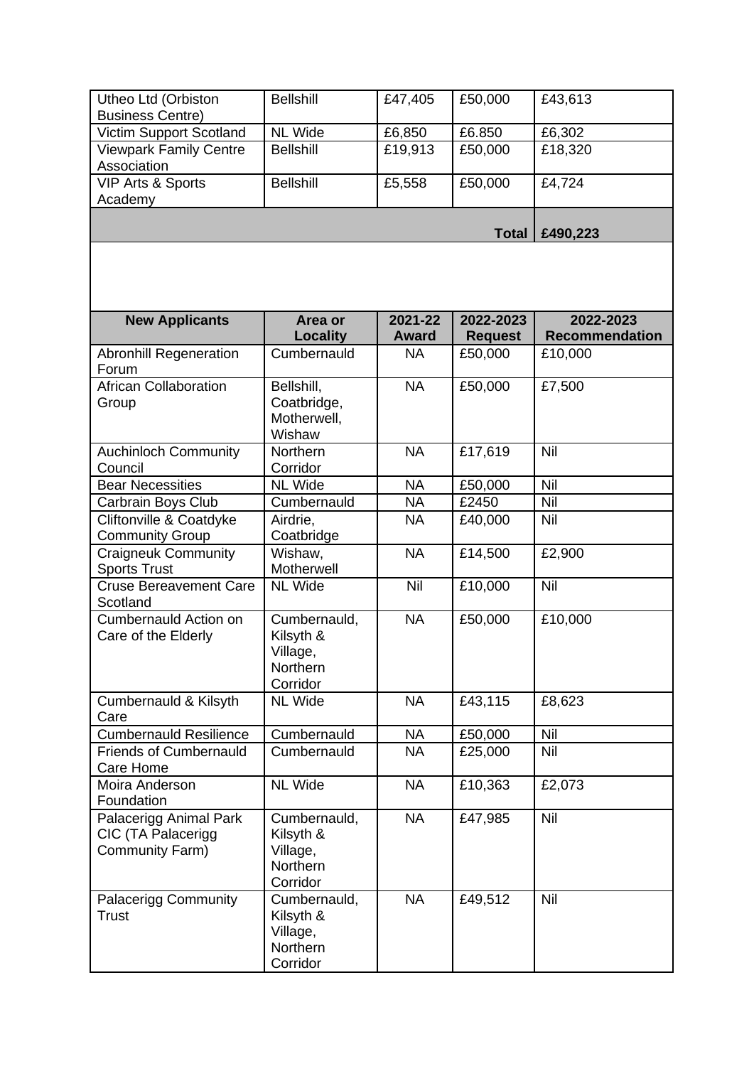| | | | | |
|---|---|---|---|---|
| Utheo Ltd (Orbiston Business Centre) | Bellshill | £47,405 | £50,000 | £43,613 |
| Victim Support Scotland | NL Wide | £6,850 | £6.850 | £6,302 |
| Viewpark Family Centre Association | Bellshill | £19,913 | £50,000 | £18,320 |
| VIP Arts & Sports Academy | Bellshill | £5,558 | £50,000 | £4,724 |
| | | | **Total** | **£490,223** |

| New Applicants | Area or Locality | 2021-22 Award | 2022-2023 Request | 2022-2023 Recommendation |
|---|---|---|---|---|
| Abronhill Regeneration Forum | Cumbernauld | NA | £50,000 | £10,000 |
| African Collaboration Group | Bellshill, Coatbridge, Motherwell, Wishaw | NA | £50,000 | £7,500 |
| Auchinloch Community Council | Northern Corridor | NA | £17,619 | Nil |
| Bear Necessities | NL Wide | NA | £50,000 | Nil |
| Carbrain Boys Club | Cumbernauld | NA | £2450 | Nil |
| Cliftonville & Coatdyke Community Group | Airdrie, Coatbridge | NA | £40,000 | Nil |
| Craigneuk Community Sports Trust | Wishaw, Motherwell | NA | £14,500 | £2,900 |
| Cruse Bereavement Care Scotland | NL Wide | Nil | £10,000 | Nil |
| Cumbernauld Action on Care of the Elderly | Cumbernauld, Kilsyth & Village, Northern Corridor | NA | £50,000 | £10,000 |
| Cumbernauld & Kilsyth Care | NL Wide | NA | £43,115 | £8,623 |
| Cumbernauld Resilience | Cumbernauld | NA | £50,000 | Nil |
| Friends of Cumbernauld Care Home | Cumbernauld | NA | £25,000 | Nil |
| Moira Anderson Foundation | NL Wide | NA | £10,363 | £2,073 |
| Palacerigg Animal Park CIC (TA Palacerigg Community Farm) | Cumbernauld, Kilsyth & Village, Northern Corridor | NA | £47,985 | Nil |
| Palacerigg Community Trust | Cumbernauld, Kilsyth & Village, Northern Corridor | NA | £49,512 | Nil |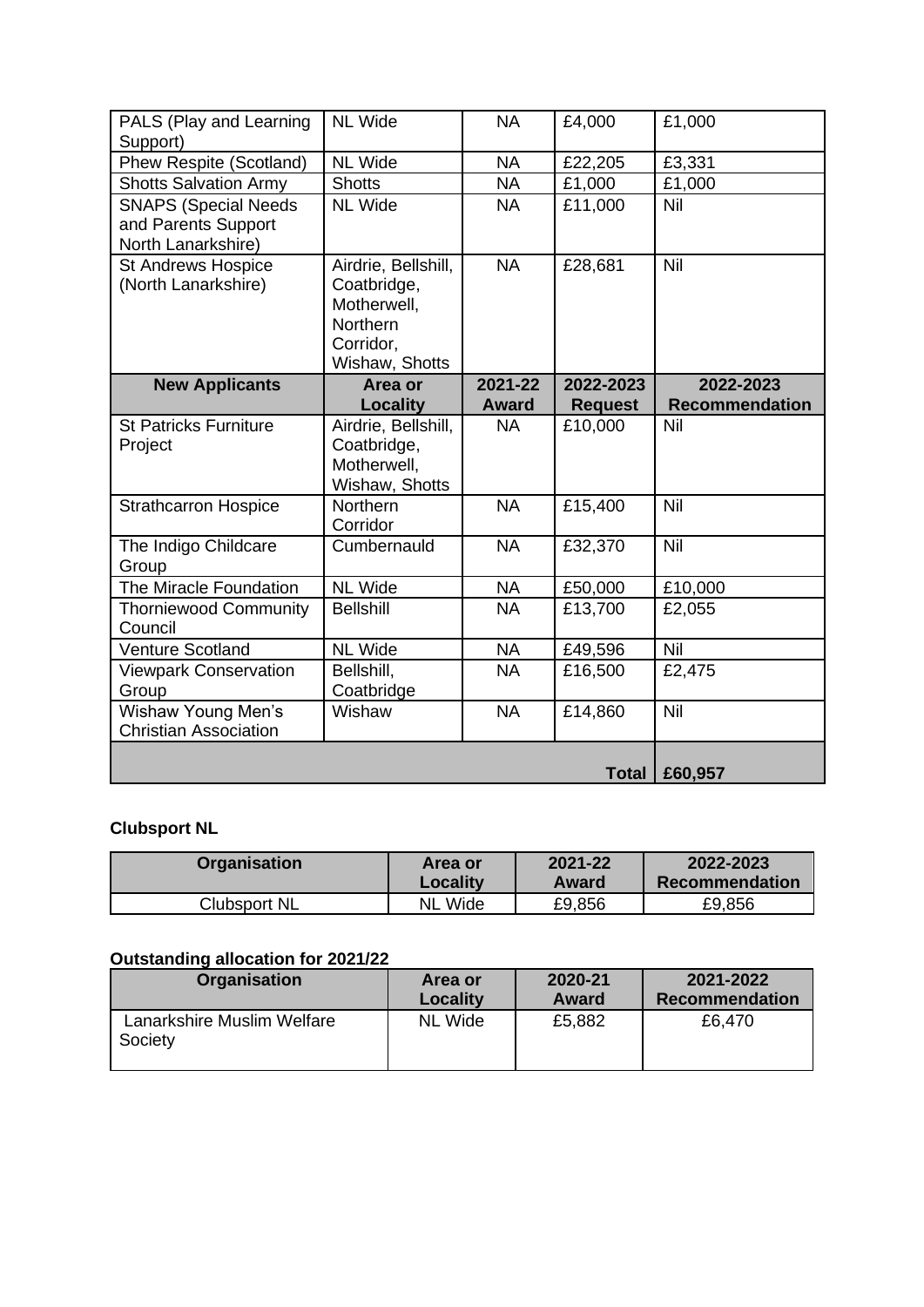| | | | | |
|---|---|---|---|---|
| PALS (Play and Learning Support) | NL Wide | NA | £4,000 | £1,000 |
| Phew Respite (Scotland) | NL Wide | NA | £22,205 | £3,331 |
| Shotts Salvation Army | Shotts | NA | £1,000 | £1,000 |
| SNAPS (Special Needs and Parents Support North Lanarkshire) | NL Wide | NA | £11,000 | Nil |
| St Andrews Hospice (North Lanarkshire) | Airdrie, Bellshill, Coatbridge, Motherwell, Northern Corridor, Wishaw, Shotts | NA | £28,681 | Nil |
| **New Applicants** | **Area or Locality** | **2021-22 Award** | **2022-2023 Request** | **2022-2023 Recommendation** |
| St Patricks Furniture Project | Airdrie, Bellshill, Coatbridge, Motherwell, Wishaw, Shotts | NA | £10,000 | Nil |
| Strathcarron Hospice | Northern Corridor | NA | £15,400 | Nil |
| The Indigo Childcare Group | Cumbernauld | NA | £32,370 | Nil |
| The Miracle Foundation | NL Wide | NA | £50,000 | £10,000 |
| Thorniewood Community Council | Bellshill | NA | £13,700 | £2,055 |
| Venture Scotland | NL Wide | NA | £49,596 | Nil |
| Viewpark Conservation Group | Bellshill, Coatbridge | NA | £16,500 | £2,475 |
| Wishaw Young Men's Christian Association | Wishaw | NA | £14,860 | Nil |
| | | | **Total** | **£60,957** |

**Clubsport NL**

| Organisation | Area or Locality | 2021-22 Award | 2022-2023 Recommendation |
|---|---|---|---|
| Clubsport NL | NL Wide | £9,856 | £9,856 |

**Outstanding allocation for 2021/22**

| Organisation | Area or Locality | 2020-21 Award | 2021-2022 Recommendation |
|---|---|---|---|
| Lanarkshire Muslim Welfare Society | NL Wide | £5,882 | £6,470 |